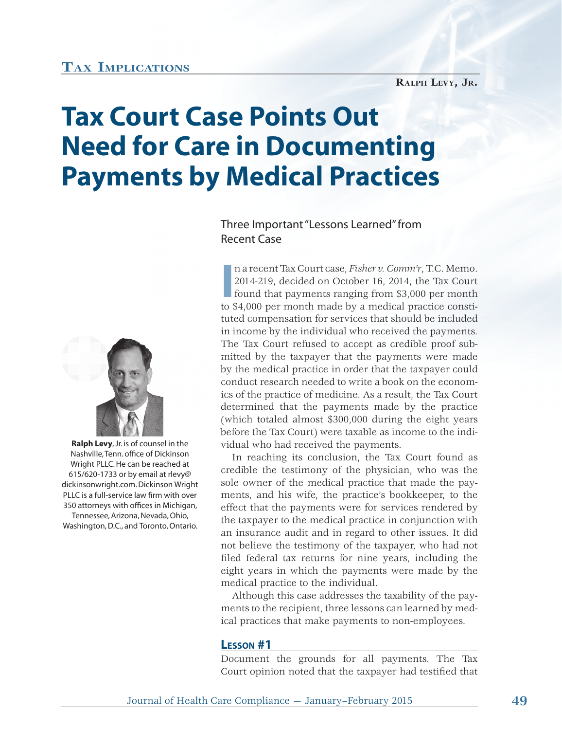Tax Implications

Ralph Levy, Jr.

# Tax Court Case Points Out Need for Care in Documenting Payments by Medical Practices

**Ralph Levy**, Jr. is of counsel in the Nashville, Tenn. office of Dickinson Wright PLLC. He can be reached at 615/620-1733 or by email at rlevy@dickinsonwright.com. Dickinson Wright PLLC is a full-service law firm with over 350 attorneys with offices in Michigan, Tennessee, Arizona, Nevada, Ohio, Washington, D.C., and Toronto, Ontario.

## Three Important "Lessons Learned" from Recent Case

In a recent Tax Court case, *Fisher v. Comm'r*, T.C. Memo. 2014-219, decided on October 16, 2014, the Tax Court found that payments ranging from $3,000 per month to $4,000 per month made by a medical practice constituted compensation for services that should be included in income by the individual who received the payments. The Tax Court refused to accept as credible proof submitted by the taxpayer that the payments were made by the medical practice in order that the taxpayer could conduct research needed to write a book on the economics of the practice of medicine. As a result, the Tax Court determined that the payments made by the practice (which totaled almost $300,000 during the eight years before the Tax Court) were taxable as income to the individual who had received the payments.

In reaching its conclusion, the Tax Court found as credible the testimony of the physician, who was the sole owner of the medical practice that made the payments, and his wife, the practice's bookkeeper, to the effect that the payments were for services rendered by the taxpayer to the medical practice in conjunction with an insurance audit and in regard to other issues. It did not believe the testimony of the taxpayer, who had not filed federal tax returns for nine years, including the eight years in which the payments were made by the medical practice to the individual.

Although this case addresses the taxability of the payments to the recipient, three lessons can learned by medical practices that make payments to non-employees.

### Lesson #1

Document the grounds for all payments. The Tax Court opinion noted that the taxpayer had testified that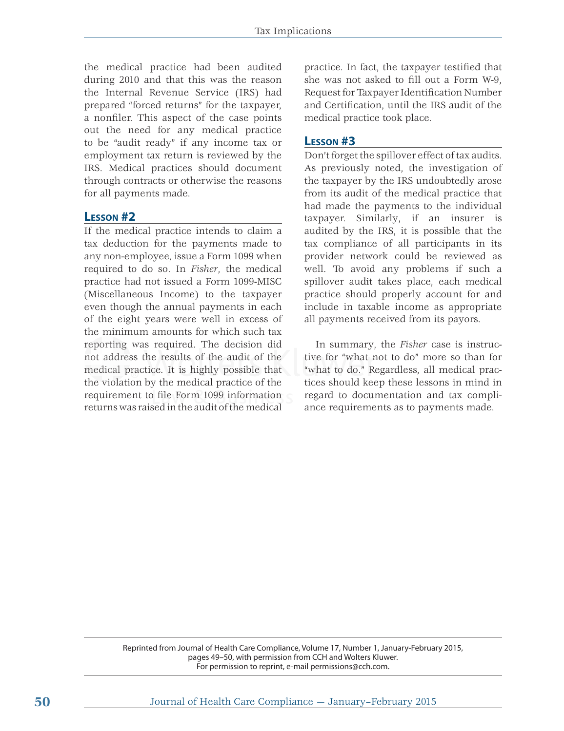the medical practice had been audited during 2010 and that this was the reason the Internal Revenue Service (IRS) had prepared "forced returns" for the taxpayer, a nonfiler. This aspect of the case points out the need for any medical practice to be "audit ready" if any income tax or employment tax return is reviewed by the IRS. Medical practices should document through contracts or otherwise the reasons for all payments made.

## Lesson #2

If the medical practice intends to claim a tax deduction for the payments made to any non-employee, issue a Form 1099 when required to do so. In *Fisher*, the medical practice had not issued a Form 1099-MISC (Miscellaneous Income) to the taxpayer even though the annual payments in each of the eight years were well in excess of the minimum amounts for which such tax reporting was required. The decision did not address the results of the audit of the medical practice. It is highly possible that the violation by the medical practice of the requirement to file Form 1099 information returns was raised in the audit of the medical practice. In fact, the taxpayer testified that she was not asked to fill out a Form W-9, Request for Taxpayer Identification Number and Certification, until the IRS audit of the medical practice took place.

## Lesson #3

Don't forget the spillover effect of tax audits. As previously noted, the investigation of the taxpayer by the IRS undoubtedly arose from its audit of the medical practice that had made the payments to the individual taxpayer. Similarly, if an insurer is audited by the IRS, it is possible that the tax compliance of all participants in its provider network could be reviewed as well. To avoid any problems if such a spillover audit takes place, each medical practice should properly account for and include in taxable income as appropriate all payments received from its payors.

In summary, the *Fisher* case is instructive for "what not to do" more so than for "what to do." Regardless, all medical practices should keep these lessons in mind in regard to documentation and tax compliance requirements as to payments made.

Reprinted from Journal of Health Care Compliance, Volume 17, Number 1, January-February 2015, pages 49–50, with permission from CCH and Wolters Kluwer.
For permission to reprint, e-mail permissions@cch.com.